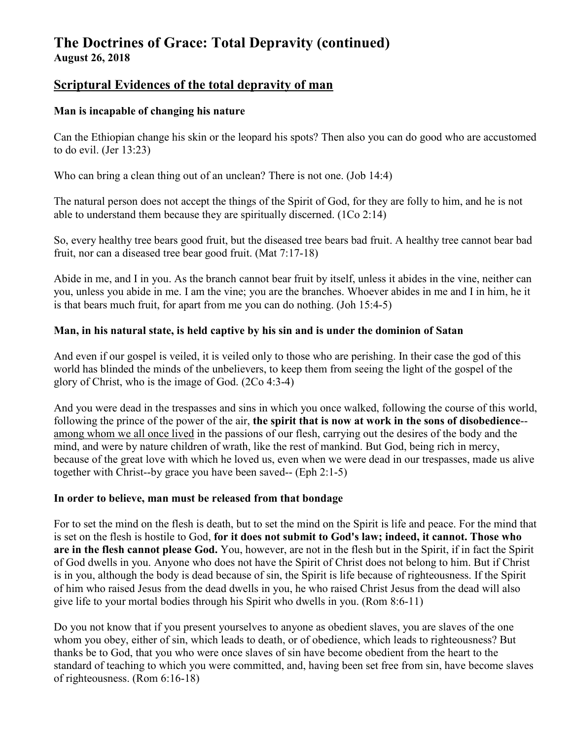# The Doctrines of Grace: Total Depravity (continued)

**August 26, 2018**

## Scriptural Evidences of the total depravity of man

### Man is incapable of changing his nature

Can the Ethiopian change his skin or the leopard his spots? Then also you can do good who are accustomed to do evil. (Jer 13:23)

Who can bring a clean thing out of an unclean? There is not one. (Job 14:4)

The natural person does not accept the things of the Spirit of God, for they are folly to him, and he is not able to understand them because they are spiritually discerned. (1Co 2:14)

So, every healthy tree bears good fruit, but the diseased tree bears bad fruit. A healthy tree cannot bear bad fruit, nor can a diseased tree bear good fruit. (Mat 7:17-18)

Abide in me, and I in you. As the branch cannot bear fruit by itself, unless it abides in the vine, neither can you, unless you abide in me. I am the vine; you are the branches. Whoever abides in me and I in him, he it is that bears much fruit, for apart from me you can do nothing. (Joh 15:4-5)

### Man, in his natural state, is held captive by his sin and is under the dominion of Satan

And even if our gospel is veiled, it is veiled only to those who are perishing. In their case the god of this world has blinded the minds of the unbelievers, to keep them from seeing the light of the gospel of the glory of Christ, who is the image of God. (2Co 4:3-4)

And you were dead in the trespasses and sins in which you once walked, following the course of this world, following the prince of the power of the air, **the spirit that is now at work in the sons of disobedience**--<u>among whom we all once lived</u> in the passions of our flesh, carrying out the desires of the body and the mind, and were by nature children of wrath, like the rest of mankind. But God, being rich in mercy, because of the great love with which he loved us, even when we were dead in our trespasses, made us alive together with Christ--by grace you have been saved-- (Eph 2:1-5)

### In order to believe, man must be released from that bondage

For to set the mind on the flesh is death, but to set the mind on the Spirit is life and peace. For the mind that is set on the flesh is hostile to God, **for it does not submit to God's law; indeed, it cannot. Those who are in the flesh cannot please God.** You, however, are not in the flesh but in the Spirit, if in fact the Spirit of God dwells in you. Anyone who does not have the Spirit of Christ does not belong to him. But if Christ is in you, although the body is dead because of sin, the Spirit is life because of righteousness. If the Spirit of him who raised Jesus from the dead dwells in you, he who raised Christ Jesus from the dead will also give life to your mortal bodies through his Spirit who dwells in you. (Rom 8:6-11)

Do you not know that if you present yourselves to anyone as obedient slaves, you are slaves of the one whom you obey, either of sin, which leads to death, or of obedience, which leads to righteousness? But thanks be to God, that you who were once slaves of sin have become obedient from the heart to the standard of teaching to which you were committed, and, having been set free from sin, have become slaves of righteousness. (Rom 6:16-18)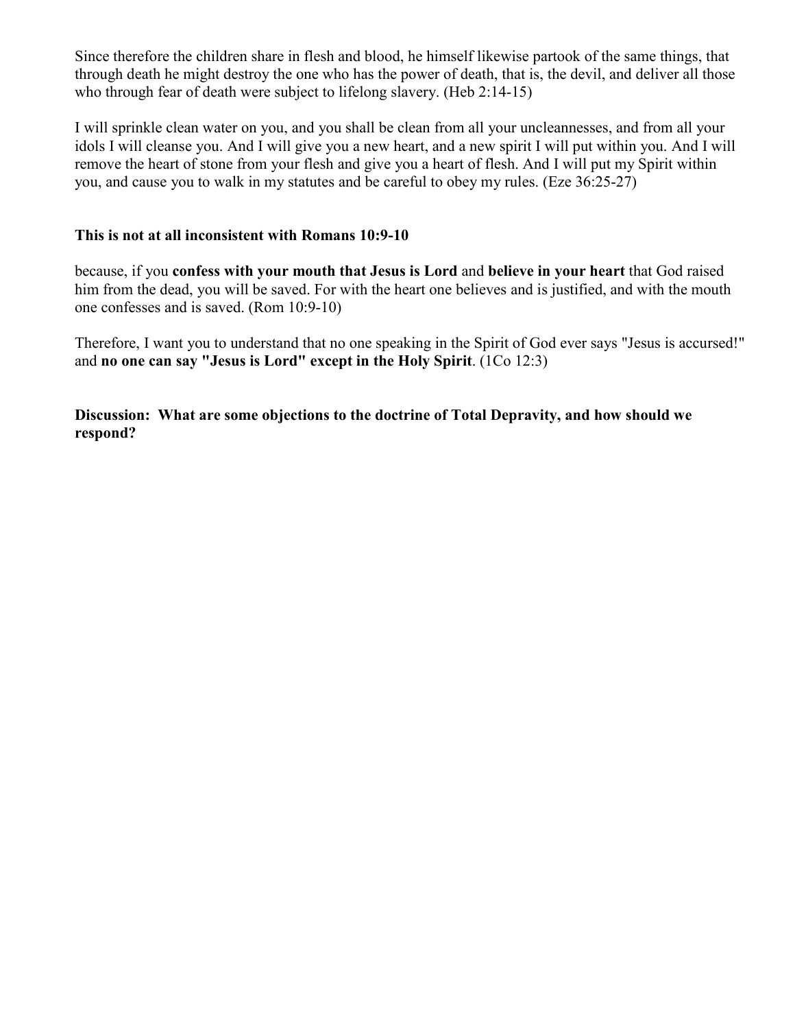Since therefore the children share in flesh and blood, he himself likewise partook of the same things, that through death he might destroy the one who has the power of death, that is, the devil, and deliver all those who through fear of death were subject to lifelong slavery. (Heb 2:14-15)

I will sprinkle clean water on you, and you shall be clean from all your uncleannesses, and from all your idols I will cleanse you. And I will give you a new heart, and a new spirit I will put within you. And I will remove the heart of stone from your flesh and give you a heart of flesh. And I will put my Spirit within you, and cause you to walk in my statutes and be careful to obey my rules. (Eze 36:25-27)

**This is not at all inconsistent with Romans 10:9-10**

because, if you **confess with your mouth that Jesus is Lord** and **believe in your heart** that God raised him from the dead, you will be saved. For with the heart one believes and is justified, and with the mouth one confesses and is saved. (Rom 10:9-10)

Therefore, I want you to understand that no one speaking in the Spirit of God ever says "Jesus is accursed!" and **no one can say "Jesus is Lord" except in the Holy Spirit**. (1Co 12:3)

**Discussion: What are some objections to the doctrine of Total Depravity, and how should we respond?**